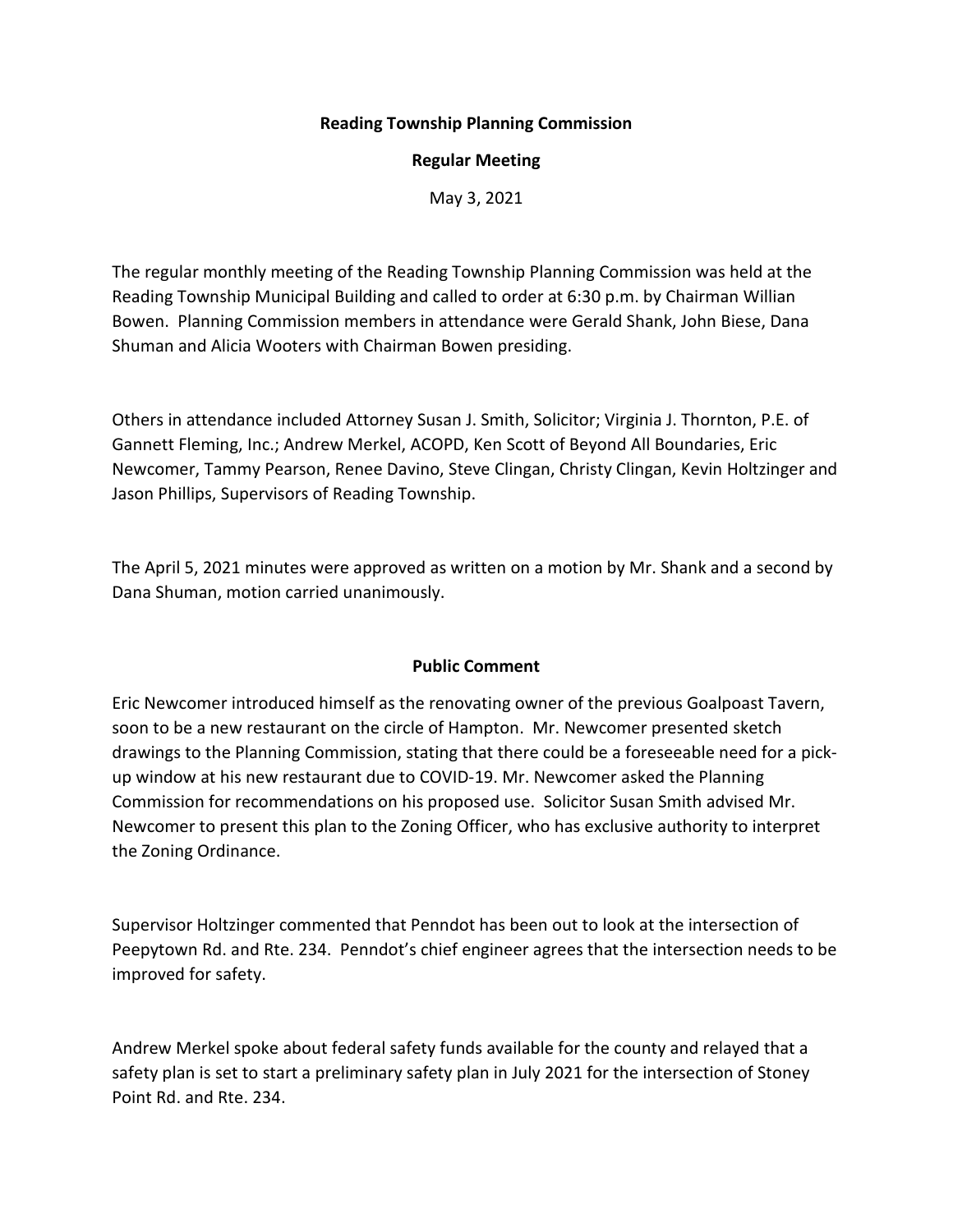**Reading Township Planning Commission**

**Regular Meeting**

May 3, 2021

The regular monthly meeting of the Reading Township Planning Commission was held at the Reading Township Municipal Building and called to order at 6:30 p.m. by Chairman Willian Bowen. Planning Commission members in attendance were Gerald Shank, John Biese, Dana Shuman and Alicia Wooters with Chairman Bowen presiding.

Others in attendance included Attorney Susan J. Smith, Solicitor; Virginia J. Thornton, P.E. of Gannett Fleming, Inc.; Andrew Merkel, ACOPD, Ken Scott of Beyond All Boundaries, Eric Newcomer, Tammy Pearson, Renee Davino, Steve Clingan, Christy Clingan, Kevin Holtzinger and Jason Phillips, Supervisors of Reading Township.

The April 5, 2021 minutes were approved as written on a motion by Mr. Shank and a second by Dana Shuman, motion carried unanimously.

**Public Comment**

Eric Newcomer introduced himself as the renovating owner of the previous Goalpoast Tavern, soon to be a new restaurant on the circle of Hampton. Mr. Newcomer presented sketch drawings to the Planning Commission, stating that there could be a foreseeable need for a pick-up window at his new restaurant due to COVID-19. Mr. Newcomer asked the Planning Commission for recommendations on his proposed use. Solicitor Susan Smith advised Mr. Newcomer to present this plan to the Zoning Officer, who has exclusive authority to interpret the Zoning Ordinance.

Supervisor Holtzinger commented that Penndot has been out to look at the intersection of Peepytown Rd. and Rte. 234. Penndot's chief engineer agrees that the intersection needs to be improved for safety.

Andrew Merkel spoke about federal safety funds available for the county and relayed that a safety plan is set to start a preliminary safety plan in July 2021 for the intersection of Stoney Point Rd. and Rte. 234.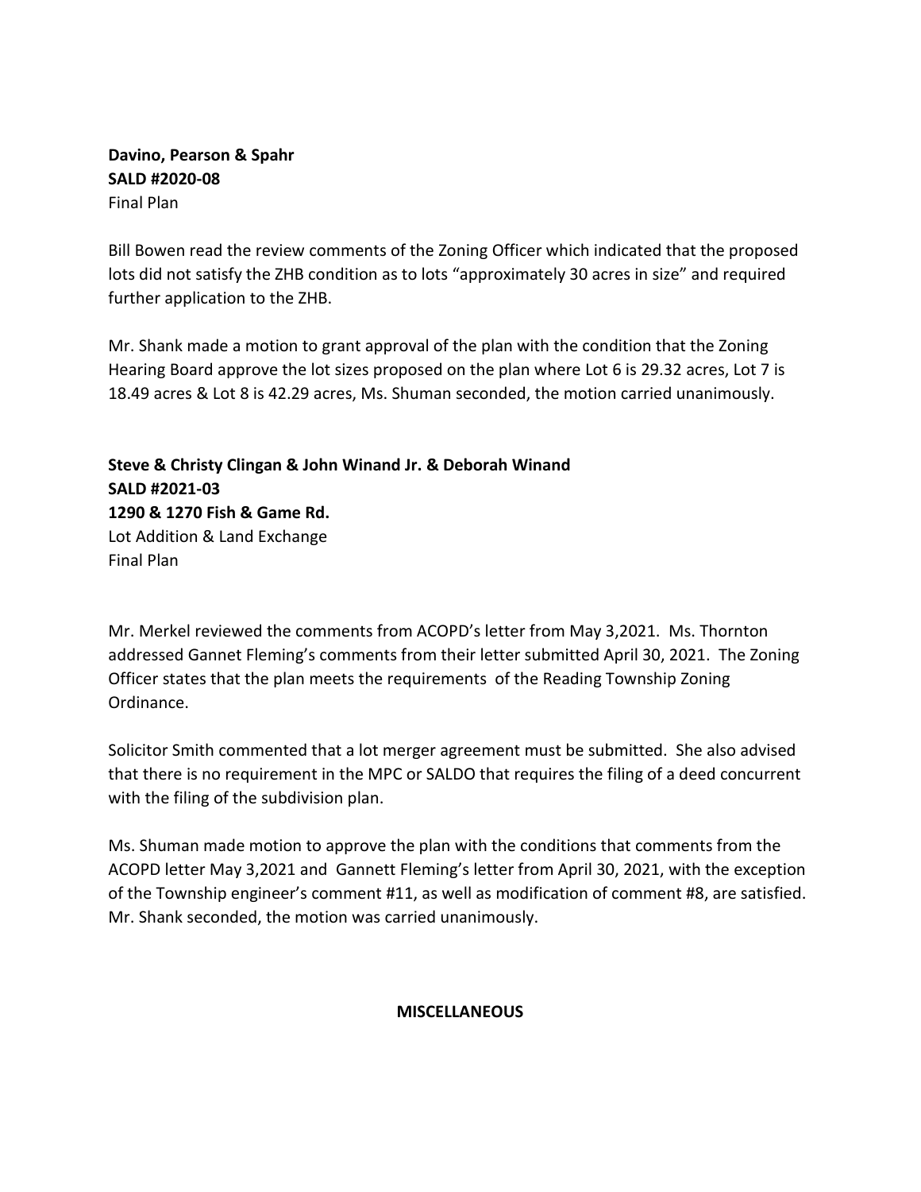**Davino, Pearson & Spahr**
**SALD #2020-08**
Final Plan

Bill Bowen read the review comments of the Zoning Officer which indicated that the proposed lots did not satisfy the ZHB condition as to lots "approximately 30 acres in size" and required further application to the ZHB.

Mr. Shank made a motion to grant approval of the plan with the condition that the Zoning Hearing Board approve the lot sizes proposed on the plan where Lot 6 is 29.32 acres, Lot 7 is 18.49 acres & Lot 8 is 42.29 acres, Ms. Shuman seconded, the motion carried unanimously.

**Steve & Christy Clingan & John Winand Jr. & Deborah Winand**
**SALD #2021-03**
**1290 & 1270 Fish & Game Rd.**
Lot Addition & Land Exchange
Final Plan

Mr. Merkel reviewed the comments from ACOPD's letter from May 3,2021. Ms. Thornton addressed Gannet Fleming's comments from their letter submitted April 30, 2021. The Zoning Officer states that the plan meets the requirements of the Reading Township Zoning Ordinance.

Solicitor Smith commented that a lot merger agreement must be submitted. She also advised that there is no requirement in the MPC or SALDO that requires the filing of a deed concurrent with the filing of the subdivision plan.

Ms. Shuman made motion to approve the plan with the conditions that comments from the ACOPD letter May 3,2021 and Gannett Fleming's letter from April 30, 2021, with the exception of the Township engineer's comment #11, as well as modification of comment #8, are satisfied. Mr. Shank seconded, the motion was carried unanimously.

**MISCELLANEOUS**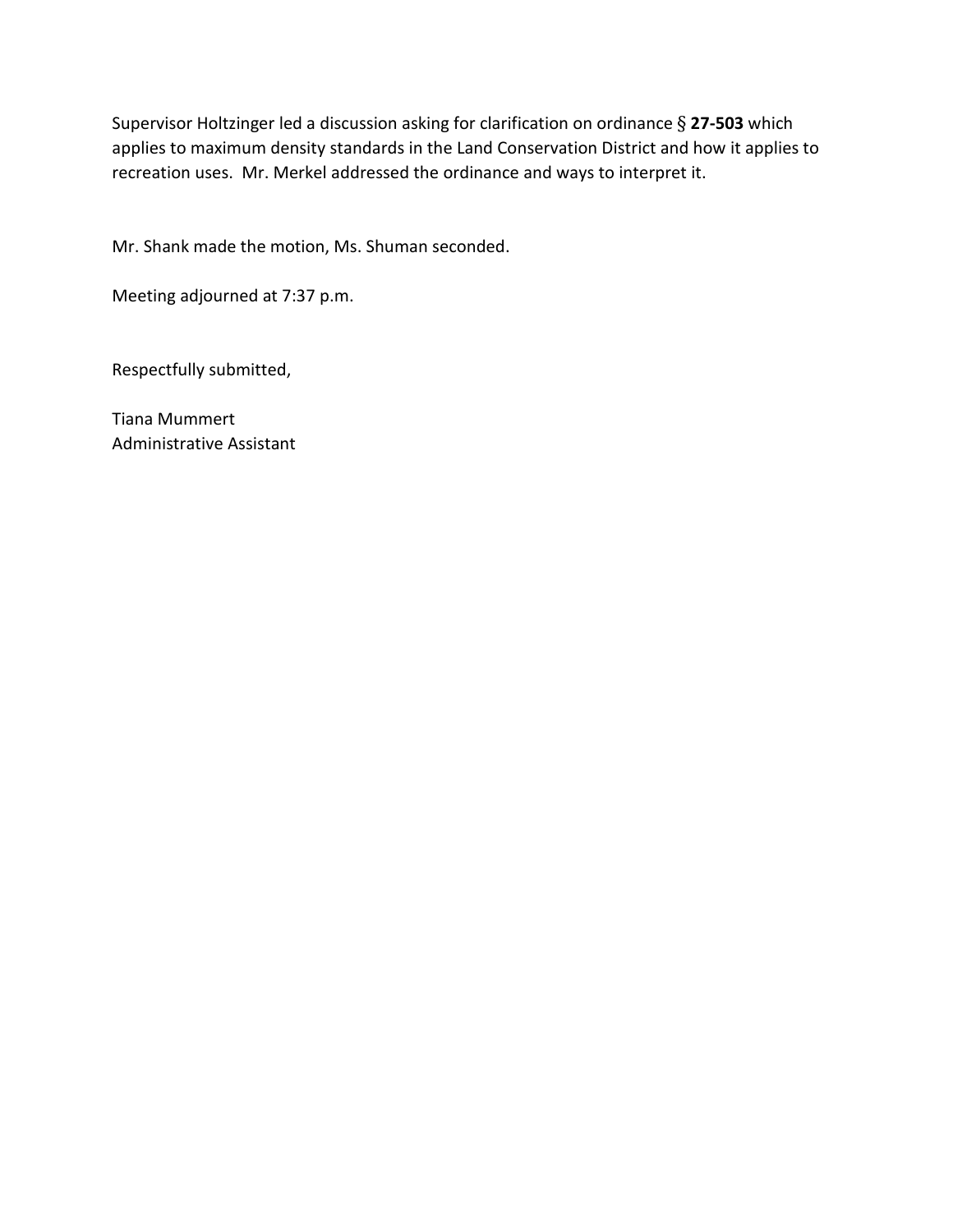Supervisor Holtzinger led a discussion asking for clarification on ordinance § **27-503** which applies to maximum density standards in the Land Conservation District and how it applies to recreation uses. Mr. Merkel addressed the ordinance and ways to interpret it.

Mr. Shank made the motion, Ms. Shuman seconded.

Meeting adjourned at 7:37 p.m.

Respectfully submitted,

Tiana Mummert
Administrative Assistant